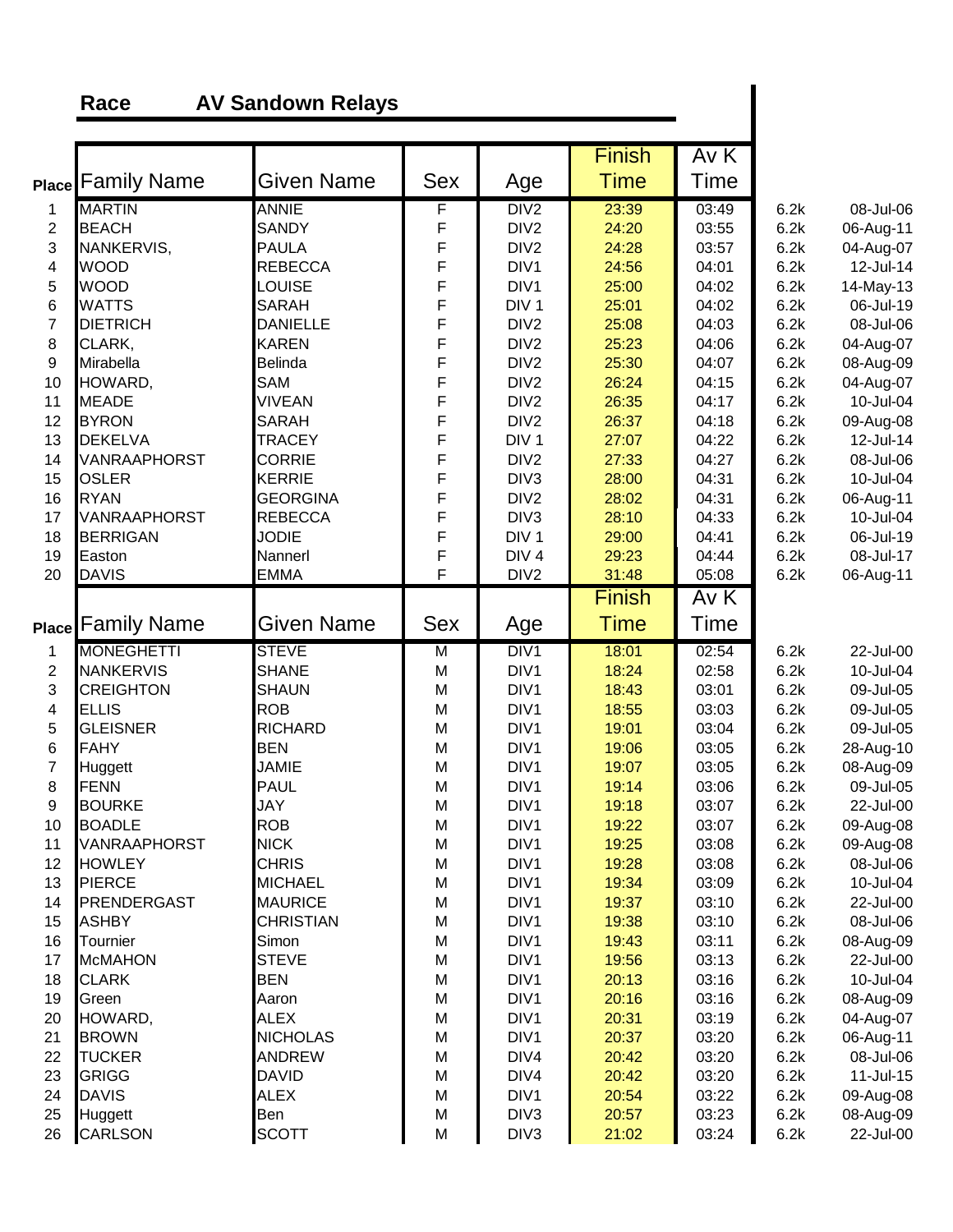**Race** **AV Sandown Relays**

| Place | Family Name | Given Name | Sex | Age | Finish Time | Av K Time | | |
|---|---|---|---|---|---|---|---|---|
| 1 | MARTIN | ANNIE | F | DIV2 | 23:39 | 03:49 | 6.2k | 08-Jul-06 |
| 2 | BEACH | SANDY | F | DIV2 | 24:20 | 03:55 | 6.2k | 06-Aug-11 |
| 3 | NANKERVIS, | PAULA | F | DIV2 | 24:28 | 03:57 | 6.2k | 04-Aug-07 |
| 4 | WOOD | REBECCA | F | DIV1 | 24:56 | 04:01 | 6.2k | 12-Jul-14 |
| 5 | WOOD | LOUISE | F | DIV1 | 25:00 | 04:02 | 6.2k | 14-May-13 |
| 6 | WATTS | SARAH | F | DIV 1 | 25:01 | 04:02 | 6.2k | 06-Jul-19 |
| 7 | DIETRICH | DANIELLE | F | DIV2 | 25:08 | 04:03 | 6.2k | 08-Jul-06 |
| 8 | CLARK, | KAREN | F | DIV2 | 25:23 | 04:06 | 6.2k | 04-Aug-07 |
| 9 | Mirabella | Belinda | F | DIV2 | 25:30 | 04:07 | 6.2k | 08-Aug-09 |
| 10 | HOWARD, | SAM | F | DIV2 | 26:24 | 04:15 | 6.2k | 04-Aug-07 |
| 11 | MEADE | VIVEAN | F | DIV2 | 26:35 | 04:17 | 6.2k | 10-Jul-04 |
| 12 | BYRON | SARAH | F | DIV2 | 26:37 | 04:18 | 6.2k | 09-Aug-08 |
| 13 | DEKELVA | TRACEY | F | DIV 1 | 27:07 | 04:22 | 6.2k | 12-Jul-14 |
| 14 | VANRAAPHORST | CORRIE | F | DIV2 | 27:33 | 04:27 | 6.2k | 08-Jul-06 |
| 15 | OSLER | KERRIE | F | DIV3 | 28:00 | 04:31 | 6.2k | 10-Jul-04 |
| 16 | RYAN | GEORGINA | F | DIV2 | 28:02 | 04:31 | 6.2k | 06-Aug-11 |
| 17 | VANRAAPHORST | REBECCA | F | DIV3 | 28:10 | 04:33 | 6.2k | 10-Jul-04 |
| 18 | BERRIGAN | JODIE | F | DIV 1 | 29:00 | 04:41 | 6.2k | 06-Jul-19 |
| 19 | Easton | Nannerl | F | DIV 4 | 29:23 | 04:44 | 6.2k | 08-Jul-17 |
| 20 | DAVIS | EMMA | F | DIV2 | 31:48 | 05:08 | 6.2k | 06-Aug-11 |

| Place | Family Name | Given Name | Sex | Age | Finish Time | Av K Time | | |
|---|---|---|---|---|---|---|---|---|
| 1 | MONEGHETTI | STEVE | M | DIV1 | 18:01 | 02:54 | 6.2k | 22-Jul-00 |
| 2 | NANKERVIS | SHANE | M | DIV1 | 18:24 | 02:58 | 6.2k | 10-Jul-04 |
| 3 | CREIGHTON | SHAUN | M | DIV1 | 18:43 | 03:01 | 6.2k | 09-Jul-05 |
| 4 | ELLIS | ROB | M | DIV1 | 18:55 | 03:03 | 6.2k | 09-Jul-05 |
| 5 | GLEISNER | RICHARD | M | DIV1 | 19:01 | 03:04 | 6.2k | 09-Jul-05 |
| 6 | FAHY | BEN | M | DIV1 | 19:06 | 03:05 | 6.2k | 28-Aug-10 |
| 7 | Huggett | JAMIE | M | DIV1 | 19:07 | 03:05 | 6.2k | 08-Aug-09 |
| 8 | FENN | PAUL | M | DIV1 | 19:14 | 03:06 | 6.2k | 09-Jul-05 |
| 9 | BOURKE | JAY | M | DIV1 | 19:18 | 03:07 | 6.2k | 22-Jul-00 |
| 10 | BOADLE | ROB | M | DIV1 | 19:22 | 03:07 | 6.2k | 09-Aug-08 |
| 11 | VANRAAPHORST | NICK | M | DIV1 | 19:25 | 03:08 | 6.2k | 09-Aug-08 |
| 12 | HOWLEY | CHRIS | M | DIV1 | 19:28 | 03:08 | 6.2k | 08-Jul-06 |
| 13 | PIERCE | MICHAEL | M | DIV1 | 19:34 | 03:09 | 6.2k | 10-Jul-04 |
| 14 | PRENDERGAST | MAURICE | M | DIV1 | 19:37 | 03:10 | 6.2k | 22-Jul-00 |
| 15 | ASHBY | CHRISTIAN | M | DIV1 | 19:38 | 03:10 | 6.2k | 08-Jul-06 |
| 16 | Tournier | Simon | M | DIV1 | 19:43 | 03:11 | 6.2k | 08-Aug-09 |
| 17 | McMAHON | STEVE | M | DIV1 | 19:56 | 03:13 | 6.2k | 22-Jul-00 |
| 18 | CLARK | BEN | M | DIV1 | 20:13 | 03:16 | 6.2k | 10-Jul-04 |
| 19 | Green | Aaron | M | DIV1 | 20:16 | 03:16 | 6.2k | 08-Aug-09 |
| 20 | HOWARD, | ALEX | M | DIV1 | 20:31 | 03:19 | 6.2k | 04-Aug-07 |
| 21 | BROWN | NICHOLAS | M | DIV1 | 20:37 | 03:20 | 6.2k | 06-Aug-11 |
| 22 | TUCKER | ANDREW | M | DIV4 | 20:42 | 03:20 | 6.2k | 08-Jul-06 |
| 23 | GRIGG | DAVID | M | DIV4 | 20:42 | 03:20 | 6.2k | 11-Jul-15 |
| 24 | DAVIS | ALEX | M | DIV1 | 20:54 | 03:22 | 6.2k | 09-Aug-08 |
| 25 | Huggett | Ben | M | DIV3 | 20:57 | 03:23 | 6.2k | 08-Aug-09 |
| 26 | CARLSON | SCOTT | M | DIV3 | 21:02 | 03:24 | 6.2k | 22-Jul-00 |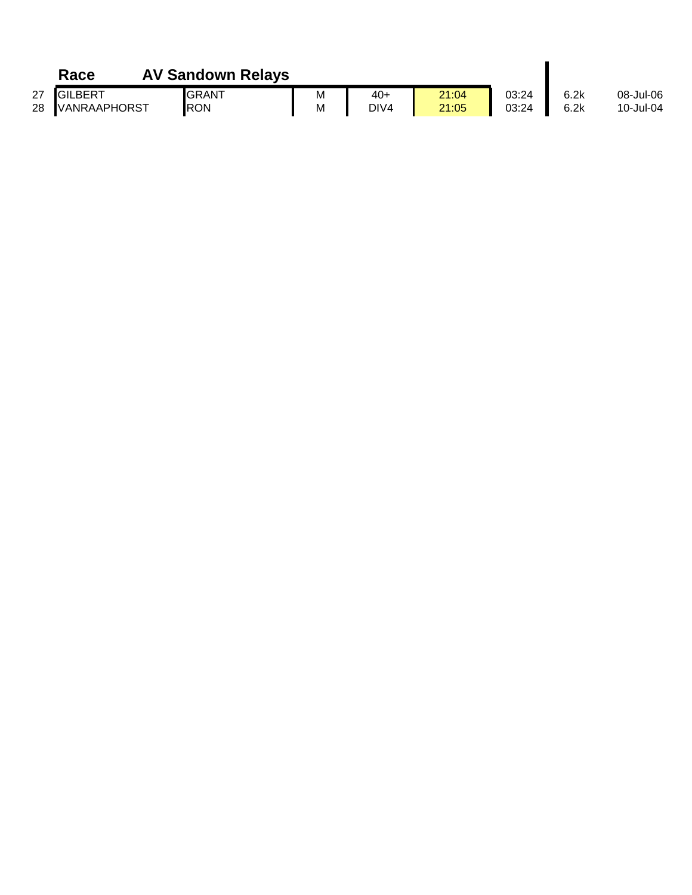| | Race | AV Sandown Relays | | | | | | | |
|---|---|---|---|---|---|---|---|---|---|
| 27 | GILBERT | GRANT | M | 40+ | 21:04 | 03:24 | 6.2k | 08-Jul-06 |
| 28 | VANRAAPHORST | RON | M | DIV4 | 21:05 | 03:24 | 6.2k | 10-Jul-04 |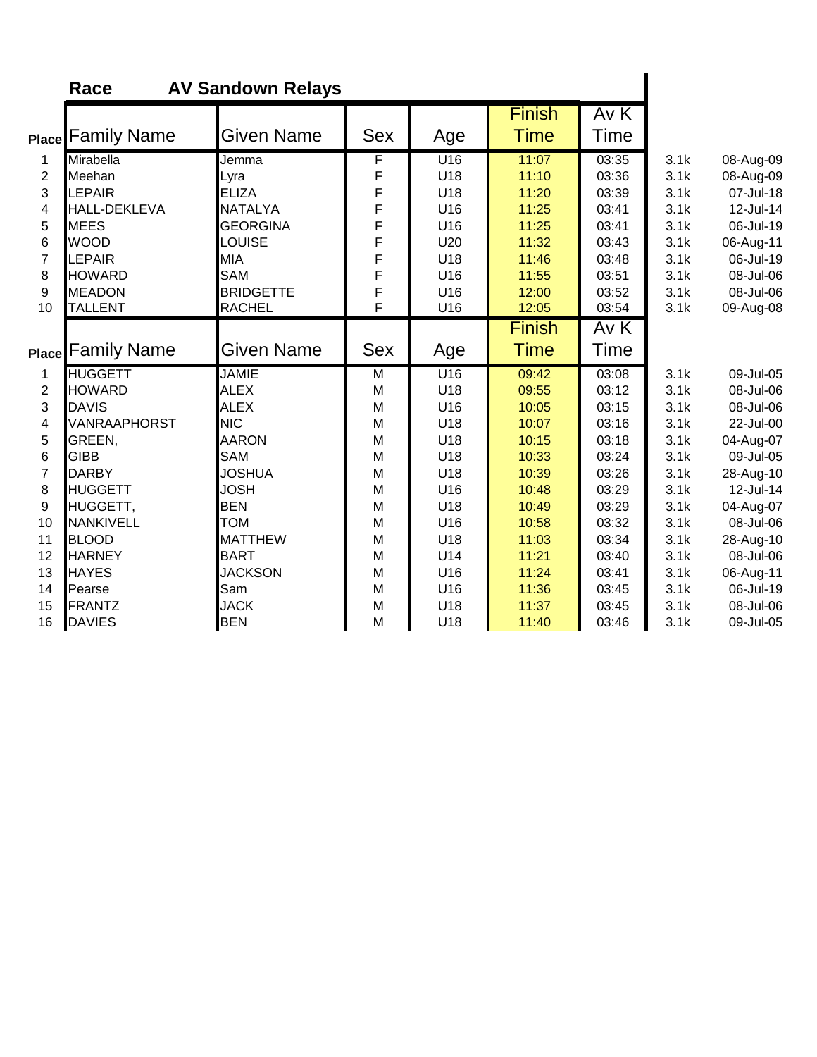**Race** **AV Sandown Relays**

| Place | Family Name | Given Name | Sex | Age | Finish Time | Av K Time | | |
|---|---|---|---|---|---|---|---|---|
| 1 | Mirabella | Jemma | F | U16 | 11:07 | 03:35 | 3.1k | 08-Aug-09 |
| 2 | Meehan | Lyra | F | U18 | 11:10 | 03:36 | 3.1k | 08-Aug-09 |
| 3 | LEPAIR | ELIZA | F | U18 | 11:20 | 03:39 | 3.1k | 07-Jul-18 |
| 4 | HALL-DEKLEVA | NATALYA | F | U16 | 11:25 | 03:41 | 3.1k | 12-Jul-14 |
| 5 | MEES | GEORGINA | F | U16 | 11:25 | 03:41 | 3.1k | 06-Jul-19 |
| 6 | WOOD | LOUISE | F | U20 | 11:32 | 03:43 | 3.1k | 06-Aug-11 |
| 7 | LEPAIR | MIA | F | U18 | 11:46 | 03:48 | 3.1k | 06-Jul-19 |
| 8 | HOWARD | SAM | F | U16 | 11:55 | 03:51 | 3.1k | 08-Jul-06 |
| 9 | MEADON | BRIDGETTE | F | U16 | 12:00 | 03:52 | 3.1k | 08-Jul-06 |
| 10 | TALLENT | RACHEL | F | U16 | 12:05 | 03:54 | 3.1k | 09-Aug-08 |

| Place | Family Name | Given Name | Sex | Age | Finish Time | Av K Time | | |
|---|---|---|---|---|---|---|---|---|
| 1 | HUGGETT | JAMIE | M | U16 | 09:42 | 03:08 | 3.1k | 09-Jul-05 |
| 2 | HOWARD | ALEX | M | U18 | 09:55 | 03:12 | 3.1k | 08-Jul-06 |
| 3 | DAVIS | ALEX | M | U16 | 10:05 | 03:15 | 3.1k | 08-Jul-06 |
| 4 | VANRAAPHORST | NIC | M | U18 | 10:07 | 03:16 | 3.1k | 22-Jul-00 |
| 5 | GREEN, | AARON | M | U18 | 10:15 | 03:18 | 3.1k | 04-Aug-07 |
| 6 | GIBB | SAM | M | U18 | 10:33 | 03:24 | 3.1k | 09-Jul-05 |
| 7 | DARBY | JOSHUA | M | U18 | 10:39 | 03:26 | 3.1k | 28-Aug-10 |
| 8 | HUGGETT | JOSH | M | U16 | 10:48 | 03:29 | 3.1k | 12-Jul-14 |
| 9 | HUGGETT, | BEN | M | U18 | 10:49 | 03:29 | 3.1k | 04-Aug-07 |
| 10 | NANKIVELL | TOM | M | U16 | 10:58 | 03:32 | 3.1k | 08-Jul-06 |
| 11 | BLOOD | MATTHEW | M | U18 | 11:03 | 03:34 | 3.1k | 28-Aug-10 |
| 12 | HARNEY | BART | M | U14 | 11:21 | 03:40 | 3.1k | 08-Jul-06 |
| 13 | HAYES | JACKSON | M | U16 | 11:24 | 03:41 | 3.1k | 06-Aug-11 |
| 14 | Pearse | Sam | M | U16 | 11:36 | 03:45 | 3.1k | 06-Jul-19 |
| 15 | FRANTZ | JACK | M | U18 | 11:37 | 03:45 | 3.1k | 08-Jul-06 |
| 16 | DAVIES | BEN | M | U18 | 11:40 | 03:46 | 3.1k | 09-Jul-05 |